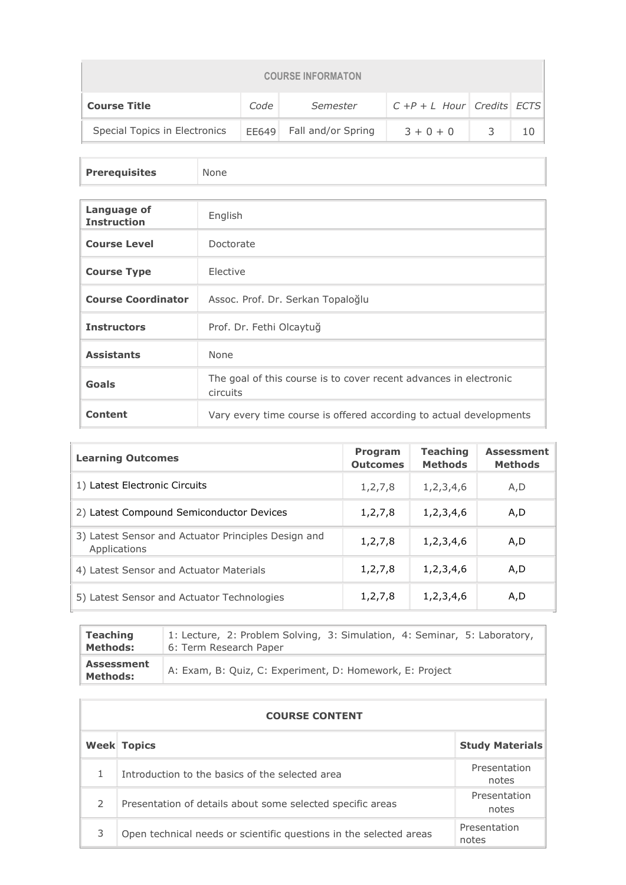| COURSE INFORMATON | | | | | |
|---|---|---|---|---|---|
| **Course Title** | *Code* | *Semester* | *C +P + L Hour* | *Credits* | *ECTS* |
| Special Topics in Electronics | EE649 | Fall and/or Spring | 3 + 0 + 0 | 3 | 10 |

| | |
|---|---|
| **Prerequisites** | None |

| | |
|---|---|
| **Language of Instruction** | English |
| **Course Level** | Doctorate |
| **Course Type** | Elective |
| **Course Coordinator** | Assoc. Prof. Dr. Serkan Topaloğlu |
| **Instructors** | Prof. Dr. Fethi Olcaytuğ |
| **Assistants** | None |
| **Goals** | The goal of this course is to cover recent advances in electronic circuits |
| **Content** | Vary every time course is offered according to actual developments |

| Learning Outcomes | Program Outcomes | Teaching Methods | Assessment Methods |
|---|---|---|---|
| 1) Latest Electronic Circuits | 1,2,7,8 | 1,2,3,4,6 | A,D |
| 2) Latest Compound Semiconductor Devices | 1,2,7,8 | 1,2,3,4,6 | A,D |
| 3) Latest Sensor and Actuator Principles Design and Applications | 1,2,7,8 | 1,2,3,4,6 | A,D |
| 4) Latest Sensor and Actuator Materials | 1,2,7,8 | 1,2,3,4,6 | A,D |
| 5) Latest Sensor and Actuator Technologies | 1,2,7,8 | 1,2,3,4,6 | A,D |

| | |
|---|---|
| **Teaching Methods:** | 1: Lecture, 2: Problem Solving, 3: Simulation, 4: Seminar, 5: Laboratory, 6: Term Research Paper |
| **Assessment Methods:** | A: Exam, B: Quiz, C: Experiment, D: Homework, E: Project |

| COURSE CONTENT | | |
|---|---|---|
| **Week** | **Topics** | **Study Materials** |
| 1 | Introduction to the basics of the selected area | Presentation notes |
| 2 | Presentation of details about some selected specific areas | Presentation notes |
| 3 | Open technical needs or scientific questions in the selected areas | Presentation notes |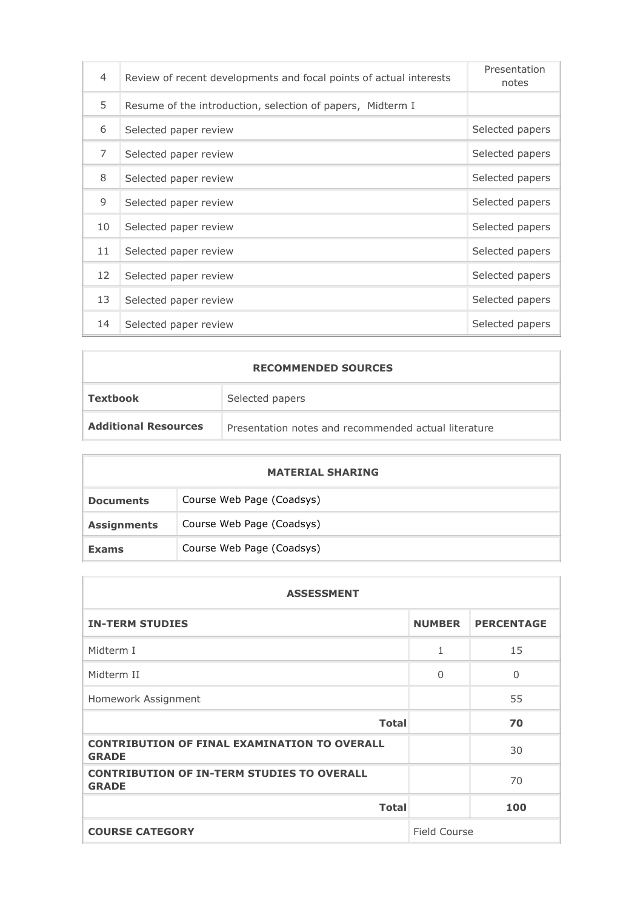| | | |
|---|---|---|
| 4 | Review of recent developments and focal points of actual interests | Presentation notes |
| 5 | Resume of the introduction, selection of papers, Midterm I | |
| 6 | Selected paper review | Selected papers |
| 7 | Selected paper review | Selected papers |
| 8 | Selected paper review | Selected papers |
| 9 | Selected paper review | Selected papers |
| 10 | Selected paper review | Selected papers |
| 11 | Selected paper review | Selected papers |
| 12 | Selected paper review | Selected papers |
| 13 | Selected paper review | Selected papers |
| 14 | Selected paper review | Selected papers |

| RECOMMENDED SOURCES | |
|---|---|
| **Textbook** | Selected papers |
| **Additional Resources** | Presentation notes and recommended actual literature |

| MATERIAL SHARING | |
|---|---|
| **Documents** | Course Web Page (Coadsys) |
| **Assignments** | Course Web Page (Coadsys) |
| **Exams** | Course Web Page (Coadsys) |

| ASSESSMENT | | |
|---|---|---|
| **IN-TERM STUDIES** | **NUMBER** | **PERCENTAGE** |
| Midterm I | 1 | 15 |
| Midterm II | 0 | 0 |
| Homework Assignment | | 55 |
| **Total** | | **70** |
| **CONTRIBUTION OF FINAL EXAMINATION TO OVERALL GRADE** | | 30 |
| **CONTRIBUTION OF IN-TERM STUDIES TO OVERALL GRADE** | | 70 |
| **Total** | | **100** |
| **COURSE CATEGORY** | Field Course | |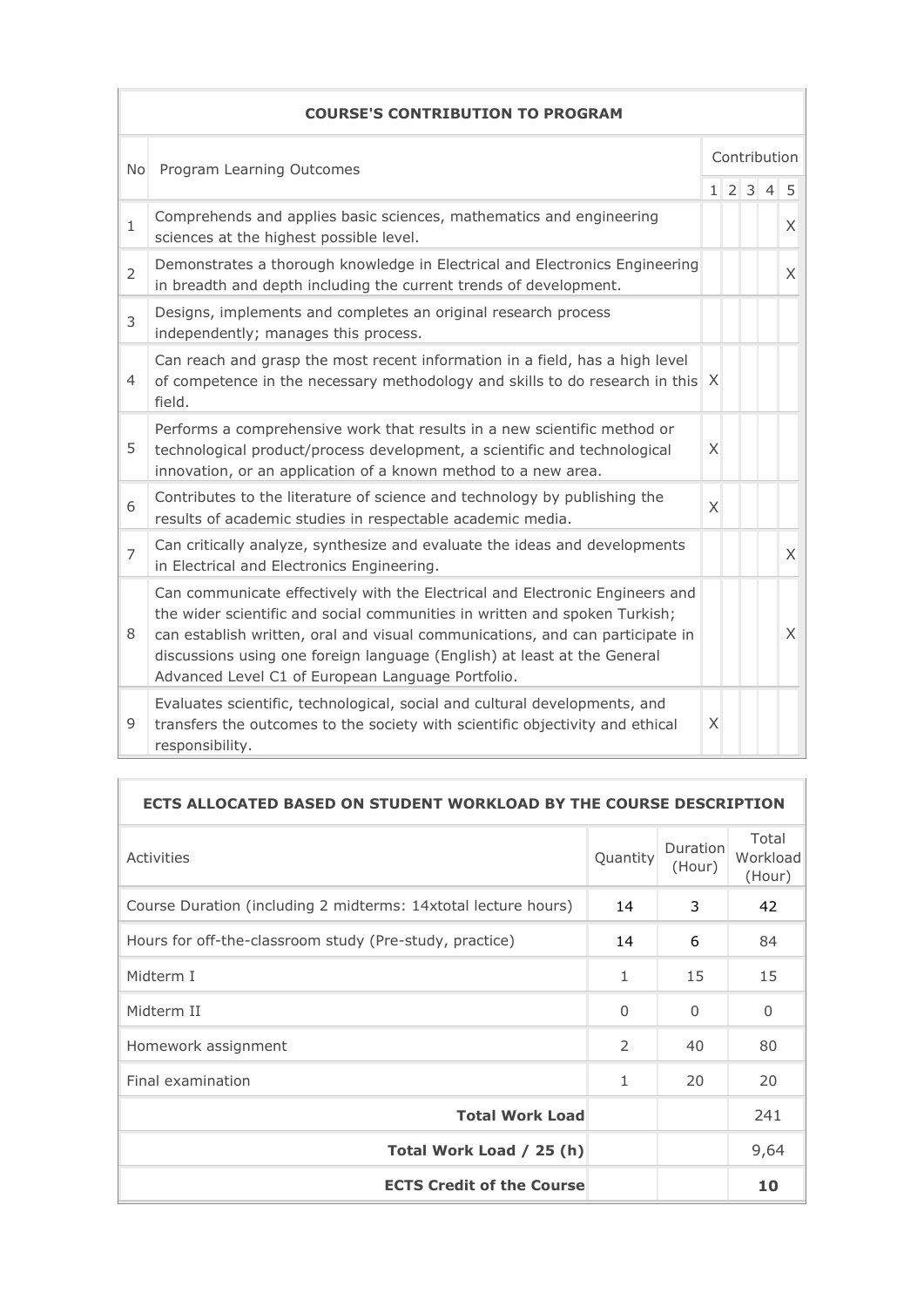| COURSE'S CONTRIBUTION TO PROGRAM | | | | | | |
|---|---|---|---|---|---|---|
| No | Program Learning Outcomes | Contribution | | | | |
| | | 1 | 2 | 3 | 4 | 5 |
| 1 | Comprehends and applies basic sciences, mathematics and engineering sciences at the highest possible level. | | | | | X |
| 2 | Demonstrates a thorough knowledge in Electrical and Electronics Engineering in breadth and depth including the current trends of development. | | | | | X |
| 3 | Designs, implements and completes an original research process independently; manages this process. | | | | | |
| 4 | Can reach and grasp the most recent information in a field, has a high level of competence in the necessary methodology and skills to do research in this field. | X | | | | |
| 5 | Performs a comprehensive work that results in a new scientific method or technological product/process development, a scientific and technological innovation, or an application of a known method to a new area. | X | | | | |
| 6 | Contributes to the literature of science and technology by publishing the results of academic studies in respectable academic media. | X | | | | |
| 7 | Can critically analyze, synthesize and evaluate the ideas and developments in Electrical and Electronics Engineering. | | | | | X |
| 8 | Can communicate effectively with the Electrical and Electronic Engineers and the wider scientific and social communities in written and spoken Turkish; can establish written, oral and visual communications, and can participate in discussions using one foreign language (English) at least at the General Advanced Level C1 of European Language Portfolio. | | | | | X |
| 9 | Evaluates scientific, technological, social and cultural developments, and transfers the outcomes to the society with scientific objectivity and ethical responsibility. | X | | | | |

| ECTS ALLOCATED BASED ON STUDENT WORKLOAD BY THE COURSE DESCRIPTION | | | |
|---|---|---|---|
| Activities | Quantity | Duration (Hour) | Total Workload (Hour) |
| Course Duration (including 2 midterms: 14xtotal lecture hours) | 14 | 3 | 42 |
| Hours for off-the-classroom study (Pre-study, practice) | 14 | 6 | 84 |
| Midterm I | 1 | 15 | 15 |
| Midterm II | 0 | 0 | 0 |
| Homework assignment | 2 | 40 | 80 |
| Final examination | 1 | 20 | 20 |
| **Total Work Load** | | | 241 |
| **Total Work Load / 25 (h)** | | | 9,64 |
| **ECTS Credit of the Course** | | | **10** |